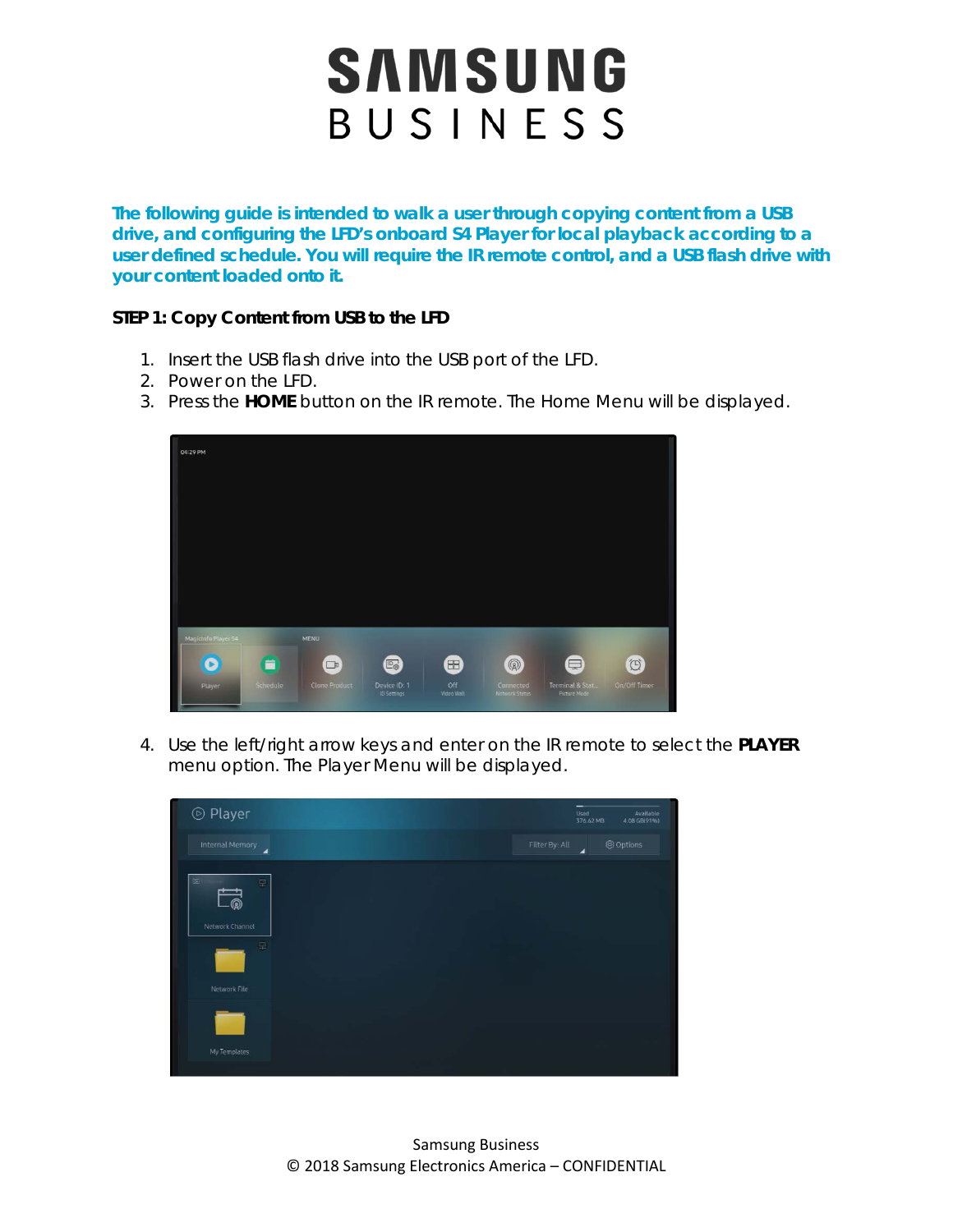# SAMSUNG BUSINESS

**The following guide is intended to walk a user through copying content from a USB drive, and configuring the LFD's onboard S4 Player for local playback according to a user defined schedule. You will require the IR remote control, and a USB flash drive with your content loaded onto it.**

**STEP 1: Copy Content from USB to the LFD**

1. Insert the USB flash drive into the USB port of the LFD.
2. Power on the LFD.
3. Press the **HOME** button on the IR remote. The Home Menu will be displayed.
4. Use the left/right arrow keys and enter on the IR remote to select the **PLAYER** menu option. The Player Menu will be displayed.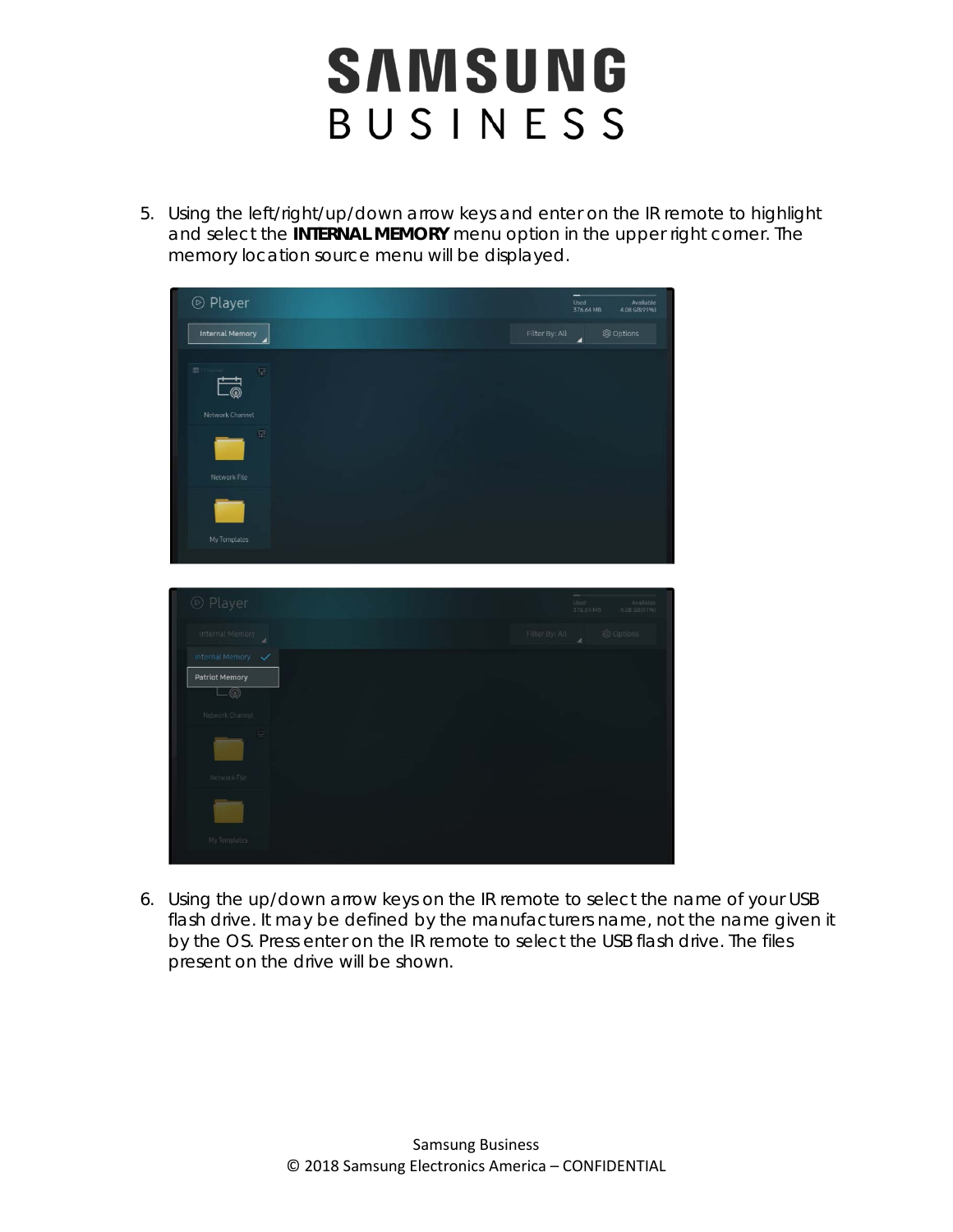5. Using the left/right/up/down arrow keys and enter on the IR remote to highlight and select the **INTERNAL MEMORY** menu option in the upper right corner. The memory location source menu will be displayed.

6. Using the up/down arrow keys on the IR remote to select the name of your USB flash drive. It may be defined by the manufacturers name, not the name given it by the OS. Press enter on the IR remote to select the USB flash drive. The files present on the drive will be shown.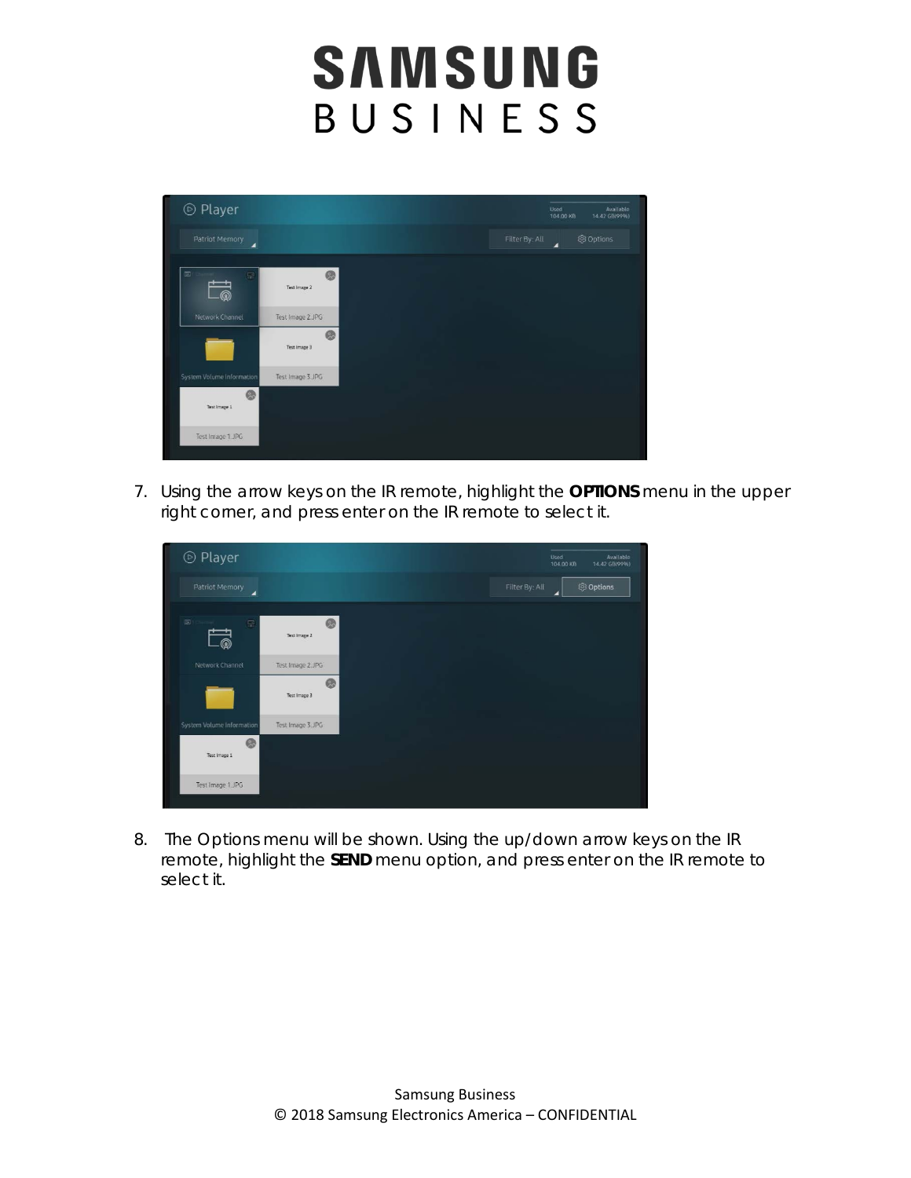7. Using the arrow keys on the IR remote, highlight the **OPTIONS** menu in the upper right corner, and press enter on the IR remote to select it.

8. The Options menu will be shown. Using the up/down arrow keys on the IR remote, highlight the **SEND** menu option, and press enter on the IR remote to select it.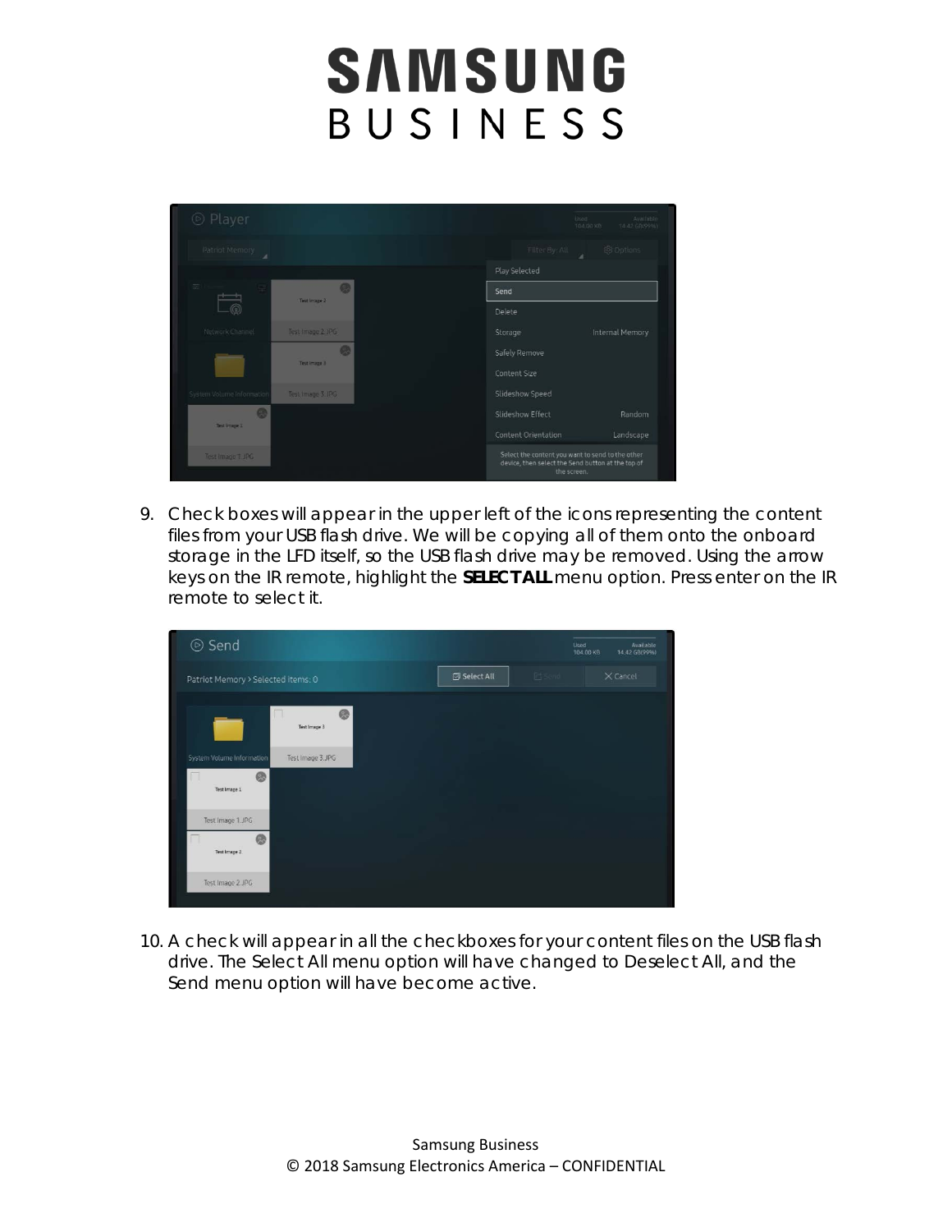9. Check boxes will appear in the upper left of the icons representing the content files from your USB flash drive. We will be copying all of them onto the onboard storage in the LFD itself, so the USB flash drive may be removed. Using the arrow keys on the IR remote, highlight the **SELECT ALL** menu option. Press enter on the IR remote to select it.

10. A check will appear in all the checkboxes for your content files on the USB flash drive. The Select All menu option will have changed to Deselect All, and the Send menu option will have become active.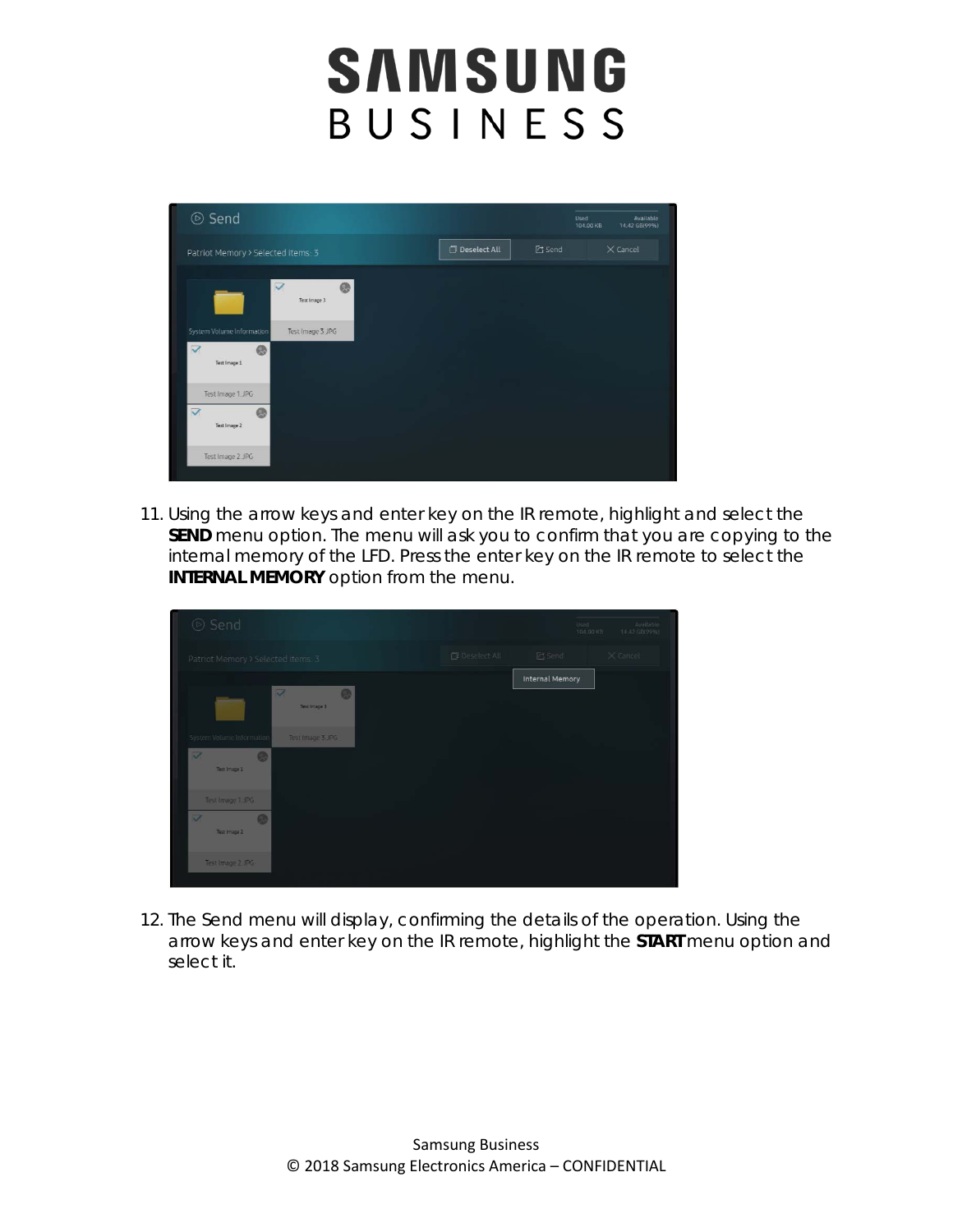11. Using the arrow keys and enter key on the IR remote, highlight and select the **SEND** menu option. The menu will ask you to confirm that you are copying to the internal memory of the LFD. Press the enter key on the IR remote to select the **INTERNAL MEMORY** option from the menu.

12. The Send menu will display, confirming the details of the operation. Using the arrow keys and enter key on the IR remote, highlight the **START** menu option and select it.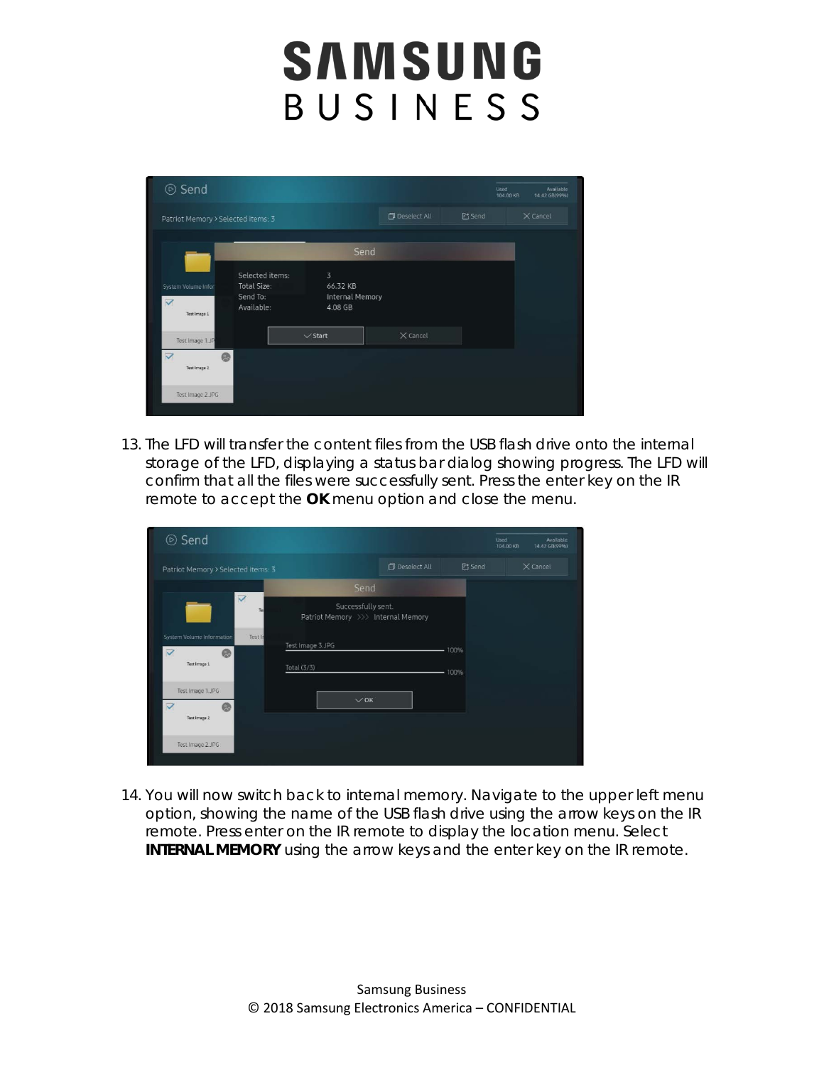13. The LFD will transfer the content files from the USB flash drive onto the internal storage of the LFD, displaying a status bar dialog showing progress. The LFD will confirm that all the files were successfully sent. Press the enter key on the IR remote to accept the **OK** menu option and close the menu.

14. You will now switch back to internal memory. Navigate to the upper left menu option, showing the name of the USB flash drive using the arrow keys on the IR remote. Press enter on the IR remote to display the location menu. Select **INTERNAL MEMORY** using the arrow keys and the enter key on the IR remote.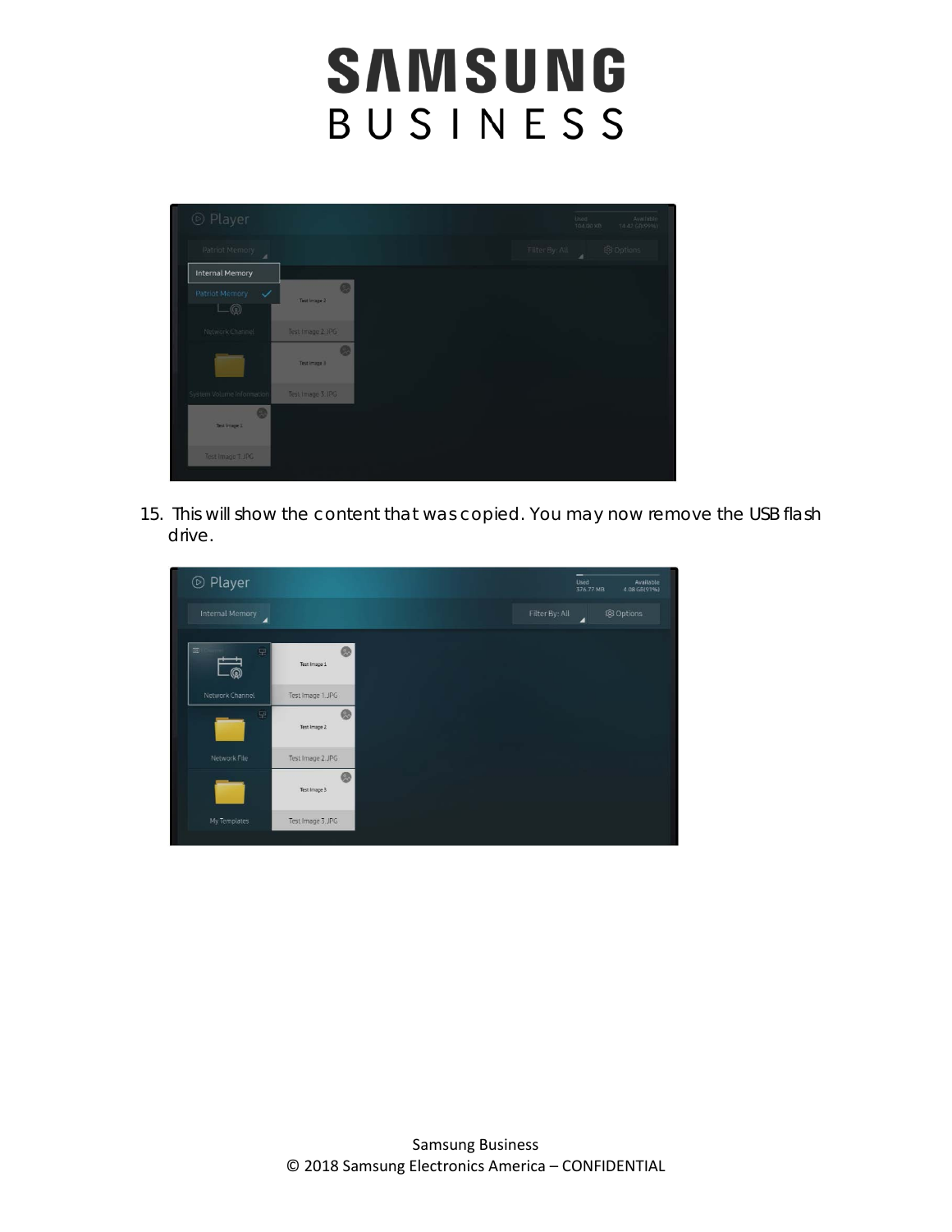15. This will show the content that was copied. You may now remove the USB flash drive.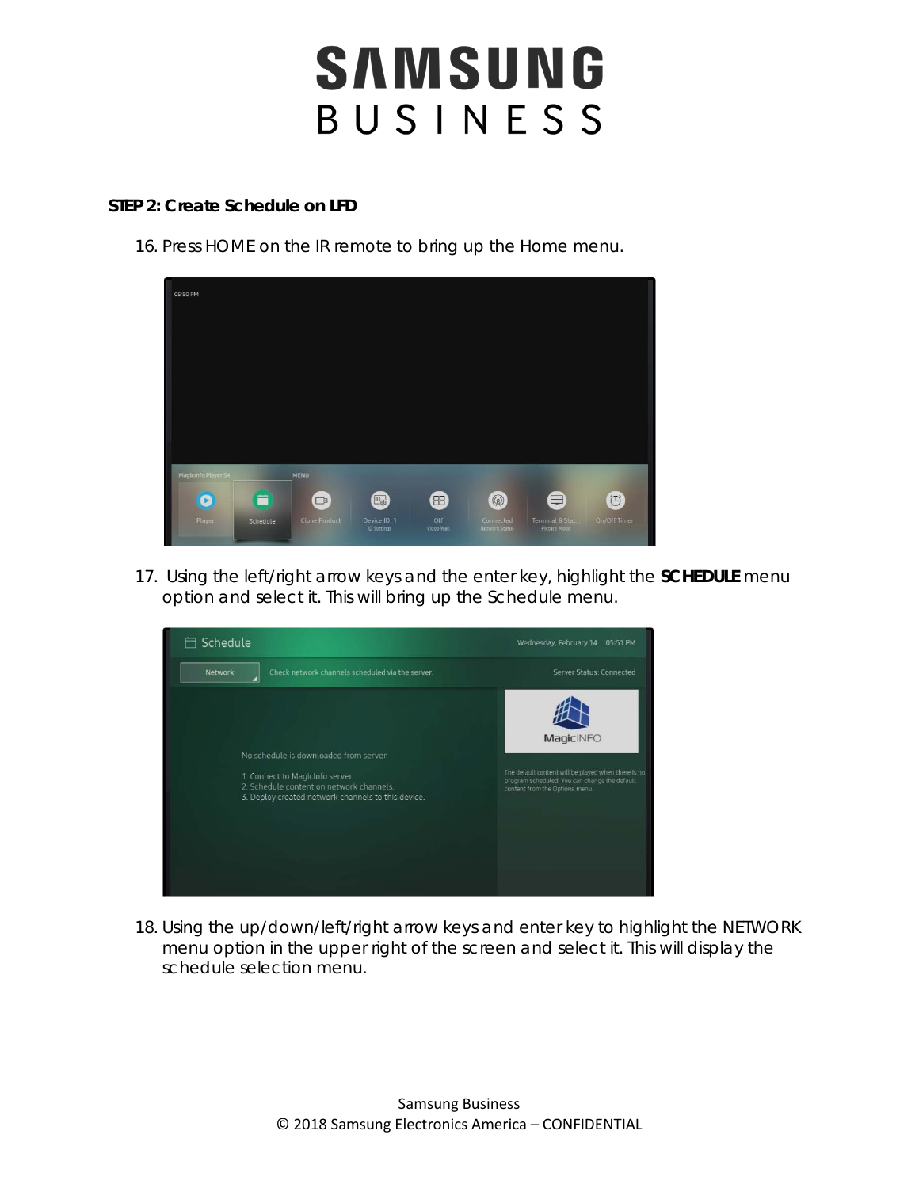**STEP 2: Create Schedule on LFD**

16. Press HOME on the IR remote to bring up the Home menu.

17. Using the left/right arrow keys and the enter key, highlight the **SCHEDULE** menu option and select it. This will bring up the Schedule menu.

18. Using the up/down/left/right arrow keys and enter key to highlight the NETWORK menu option in the upper right of the screen and select it. This will display the schedule selection menu.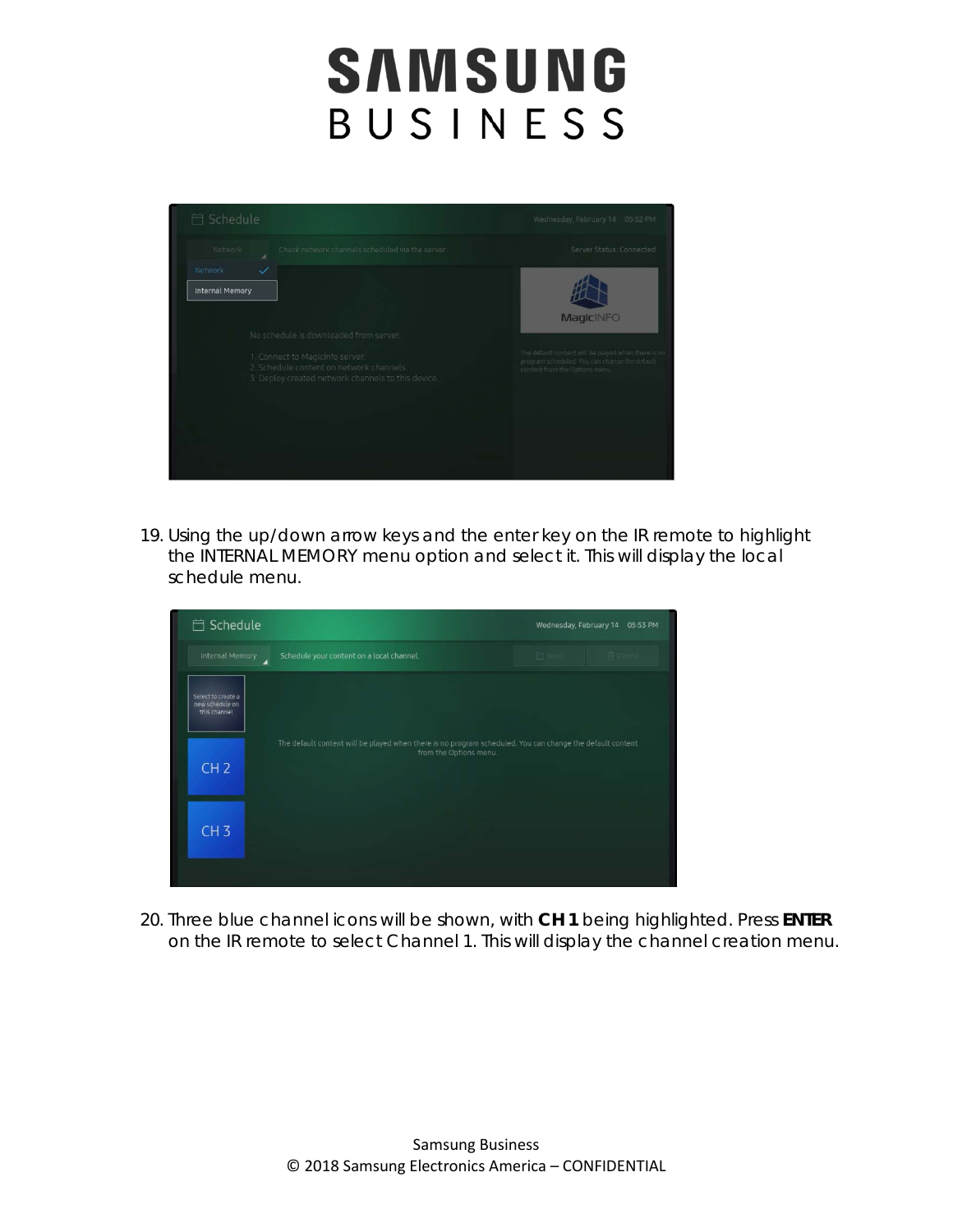19. Using the up/down arrow keys and the enter key on the IR remote to highlight the INTERNAL MEMORY menu option and select it. This will display the local schedule menu.

20. Three blue channel icons will be shown, with **CH 1** being highlighted. Press **ENTER** on the IR remote to select Channel 1. This will display the channel creation menu.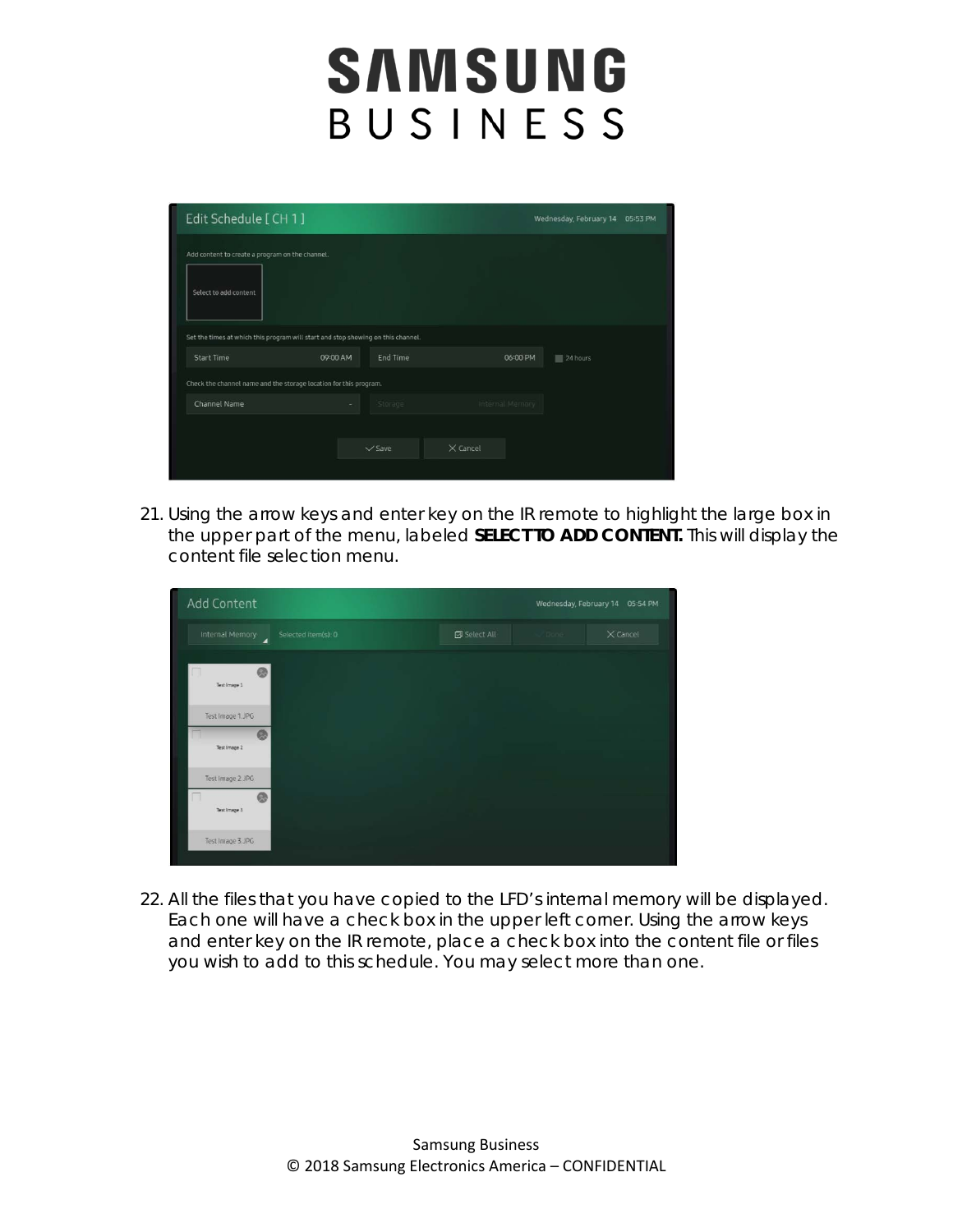21. Using the arrow keys and enter key on the IR remote to highlight the large box in the upper part of the menu, labeled **SELECT TO ADD CONTENT.** This will display the content file selection menu.

22. All the files that you have copied to the LFD's internal memory will be displayed. Each one will have a check box in the upper left corner. Using the arrow keys and enter key on the IR remote, place a check box into the content file or files you wish to add to this schedule. You may select more than one.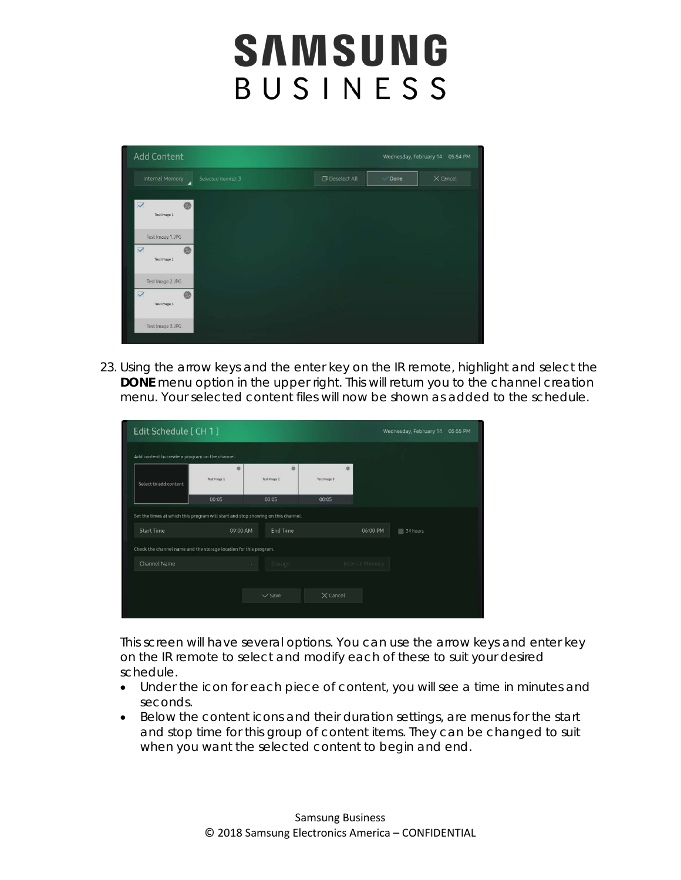23. Using the arrow keys and the enter key on the IR remote, highlight and select the **DONE** menu option in the upper right. This will return you to the channel creation menu. Your selected content files will now be shown as added to the schedule.

This screen will have several options. You can use the arrow keys and enter key on the IR remote to select and modify each of these to suit your desired schedule.

- Under the icon for each piece of content, you will see a time in minutes and seconds.
- Below the content icons and their duration settings, are menus for the start and stop time for this group of content items. They can be changed to suit when you want the selected content to begin and end.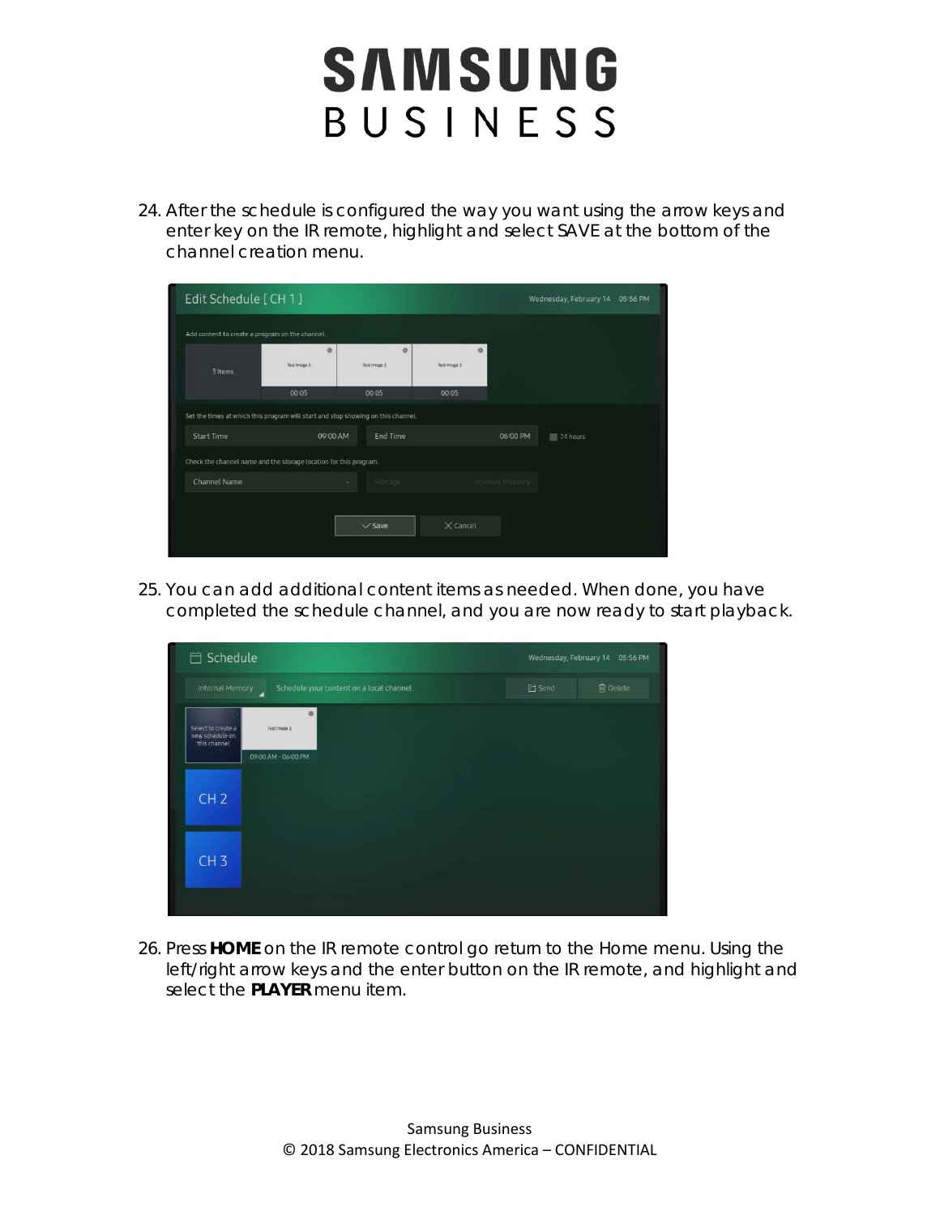24. After the schedule is configured the way you want using the arrow keys and enter key on the IR remote, highlight and select SAVE at the bottom of the channel creation menu.

25. You can add additional content items as needed. When done, you have completed the schedule channel, and you are now ready to start playback.

26. Press **HOME** on the IR remote control go return to the Home menu. Using the left/right arrow keys and the enter button on the IR remote, and highlight and select the **PLAYER** menu item.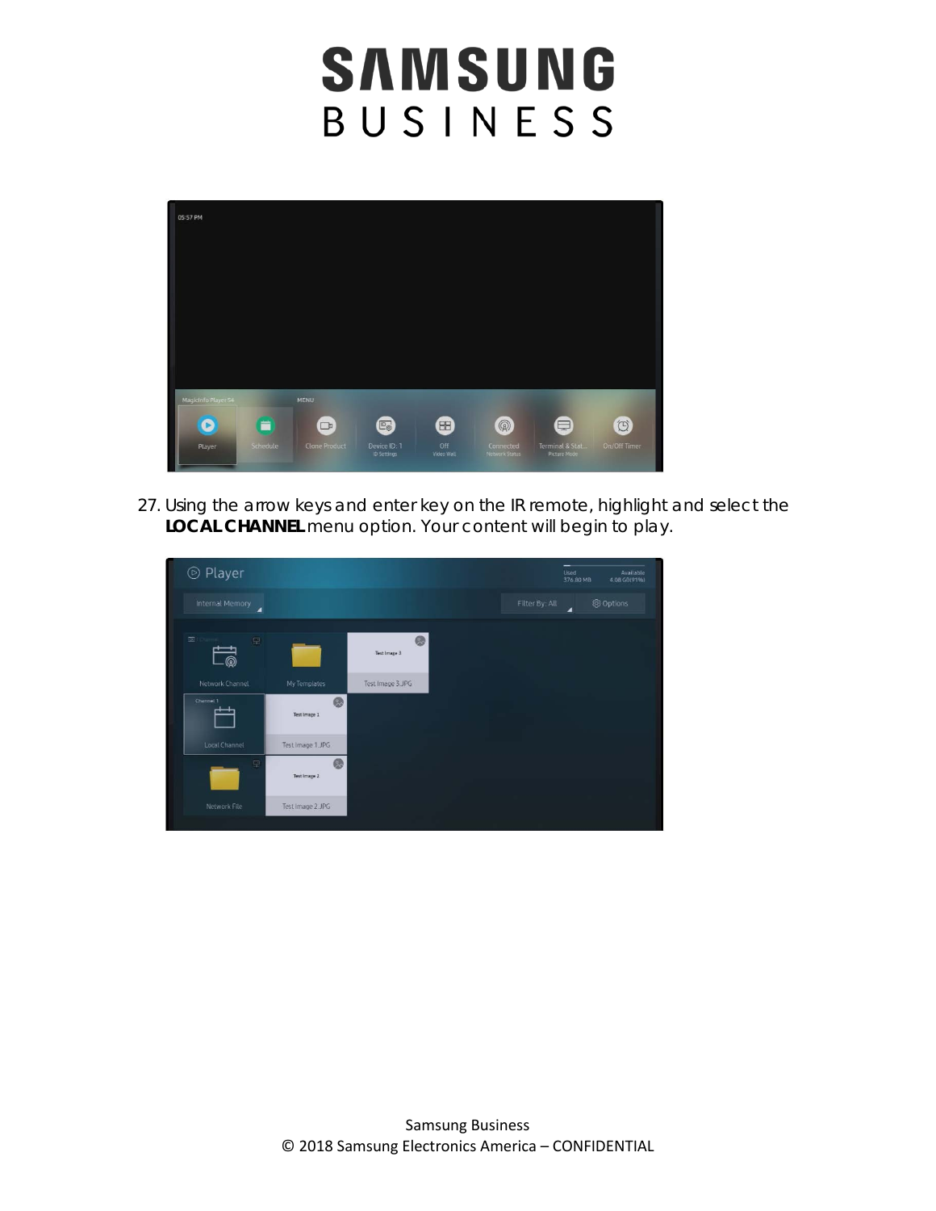27. Using the arrow keys and enter key on the IR remote, highlight and select the **LOCAL CHANNEL** menu option. Your content will begin to play.